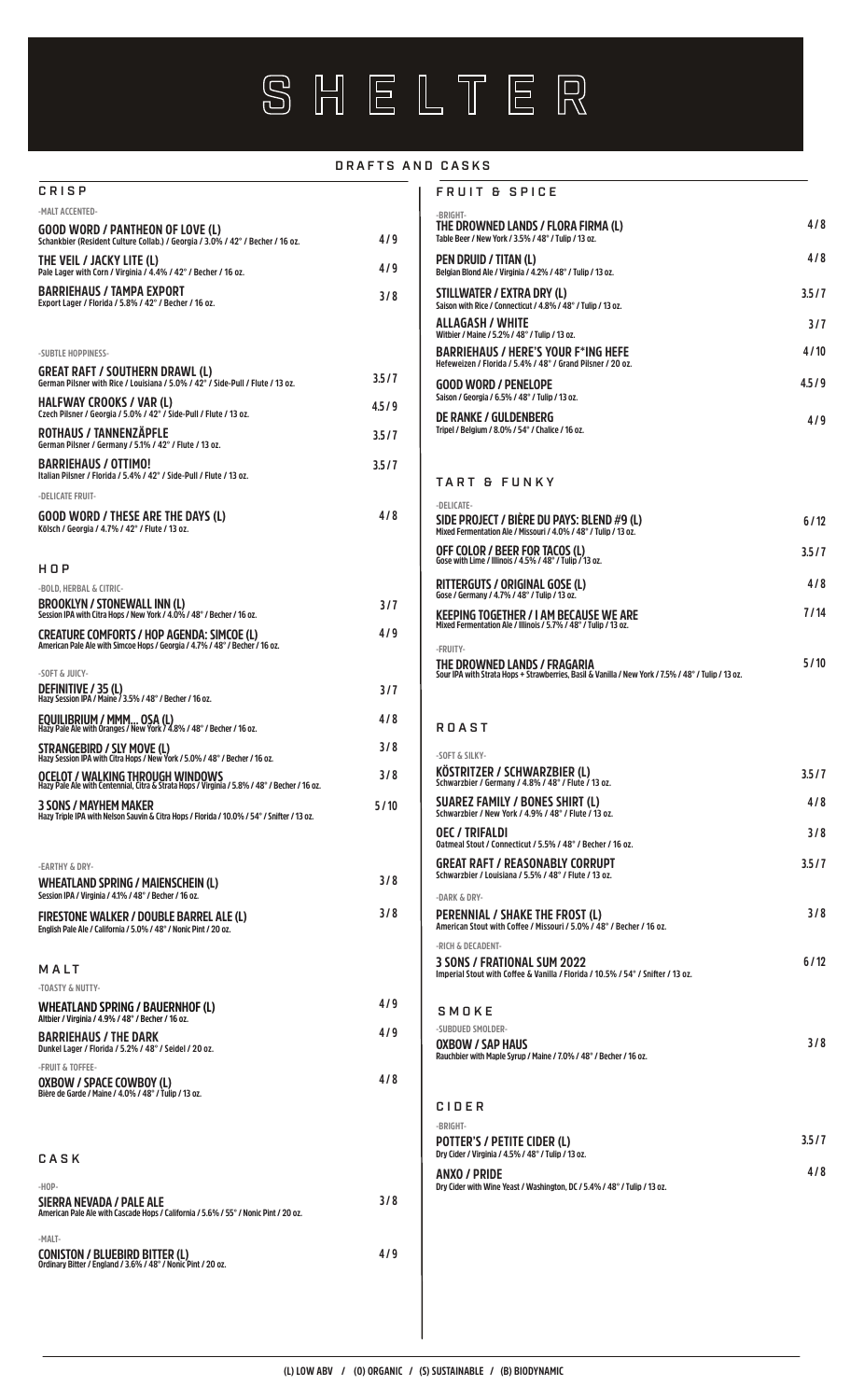# SHELTER

## DRAFTS AND CASKS

### CRISP

-MALT ACCENTED-

**GOOD WORD / PANTHEON OF LOVE (L)** — 4 / 9
Schankbier (Resident Culture Collab.) / Georgia / 3.0% / 42° / Becher / 16 oz.

**THE VEIL / JACKY LITE (L)** — 4 / 9
Pale Lager with Corn / Virginia / 4.4% / 42° / Becher / 16 oz.

**BARRIEHAUS / TAMPA EXPORT** — 3 / 8
Export Lager / Florida / 5.8% / 42° / Becher / 16 oz.

-SUBTLE HOPPINESS-

**GREAT RAFT / SOUTHERN DRAWL (L)** — 3.5 / 7
German Pilsner with Rice / Louisiana / 5.0% / 42° / Side-Pull / Flute / 13 oz.

**HALFWAY CROOKS / VAR (L)** — 4.5 / 9
Czech Pilsner / Georgia / 5.0% / 42° / Side-Pull / Flute / 13 oz.

**ROTHAUS / TANNENZÄPFLE** — 3.5 / 7
German Pilsner / Germany / 5.1% / 42° / Flute / 13 oz.

**BARRIEHAUS / OTTIMO!** — 3.5 / 7
Italian Pilsner / Florida / 5.4% / 42° / Side-Pull / Flute / 13 oz.

-DELICATE FRUIT-

**GOOD WORD / THESE ARE THE DAYS (L)** — 4 / 8
Kölsch / Georgia / 4.7% / 42° / Flute / 13 oz.

### HOP

-BOLD, HERBAL & CITRIC-

**BROOKLYN / STONEWALL INN (L)** — 3 / 7
Session IPA with Citra Hops / New York / 4.0% / 48° / Becher / 16 oz.

**CREATURE COMFORTS / HOP AGENDA: SIMCOE (L)** — 4 / 9
American Pale Ale with Simcoe Hops / Georgia / 4.7% / 48° / Becher / 16 oz.

-SOFT & JUICY-

**DEFINITIVE / 35 (L)** — 3 / 7
Hazy Session IPA / Maine / 3.5% / 48° / Becher / 16 oz.

**EQUILIBRIUM / MMM... OSA (L)** — 4 / 8
Hazy Pale Ale with Oranges / New York / 4.8% / 48° / Becher / 16 oz.

**STRANGEBIRD / SLY MOVE (L)** — 3 / 8
Hazy Session IPA with Citra Hops / New York / 5.0% / 48° / Becher / 16 oz.

**OCELOT / WALKING THROUGH WINDOWS** — 3 / 8
Hazy Pale Ale with Centennial, Citra & Strata Hops / Virginia / 5.8% / 48° / Becher / 16 oz.

**3 SONS / MAYHEM MAKER** — 5 / 10
Hazy Triple IPA with Nelson Sauvin & Citra Hops / Florida / 10.0% / 54° / Snifter / 13 oz.

-EARTHY & DRY-

**WHEATLAND SPRING / MAIENSCHEIN (L)** — 3 / 8
Session IPA / Virginia / 4.1% / 48° / Becher / 16 oz.

**FIRESTONE WALKER / DOUBLE BARREL ALE (L)** — 3 / 8
English Pale Ale / California / 5.0% / 48° / Nonic Pint / 20 oz.

### MALT

-TOASTY & NUTTY-

**WHEATLAND SPRING / BAUERNHOF (L)** — 4 / 9
Altbier / Virginia / 4.9% / 48° / Becher / 16 oz.

**BARRIEHAUS / THE DARK** — 4 / 9
Dunkel Lager / Florida / 5.2% / 48° / Seidel / 20 oz.

-FRUIT & TOFFEE-

**OXBOW / SPACE COWBOY (L)** — 4 / 8
Bière de Garde / Maine / 4.0% / 48° / Tulip / 13 oz.

### CASK

-HOP-

**SIERRA NEVADA / PALE ALE** — 3 / 8
American Pale Ale with Cascade Hops / California / 5.6% / 55° / Nonic Pint / 20 oz.

-MALT-

**CONISTON / BLUEBIRD BITTER (L)** — 4 / 9
Ordinary Bitter / England / 3.6% / 48° / Nonic Pint / 20 oz.

### FRUIT & SPICE

-BRIGHT-

**THE DROWNED LANDS / FLORA FIRMA (L)** — 4 / 8
Table Beer / New York / 3.5% / 48° / Tulip / 13 oz.

**PEN DRUID / TITAN (L)** — 4 / 8
Belgian Blond Ale / Virginia / 4.2% / 48° / Tulip / 13 oz.

**STILLWATER / EXTRA DRY (L)** — 3.5 / 7
Saison with Rice / Connecticut / 4.8% / 48° / Tulip / 13 oz.

**ALLAGASH / WHITE** — 3 / 7
Witbier / Maine / 5.2% / 48° / Tulip / 13 oz.

**BARRIEHAUS / HERE'S YOUR F*ING HEFE** — 4 / 10
Hefeweizen / Florida / 5.4% / 48° / Grand Pilsner / 20 oz.

**GOOD WORD / PENELOPE** — 4.5 / 9
Saison / Georgia / 6.5% / 48° / Tulip / 13 oz.

**DE RANKE / GULDENBERG** — 4 / 9
Tripel / Belgium / 8.0% / 54° / Chalice / 16 oz.

### TART & FUNKY

-DELICATE-

**SIDE PROJECT / BIÈRE DU PAYS: BLEND #9 (L)** — 6 / 12
Mixed Fermentation Ale / Missouri / 4.0% / 48° / Tulip / 13 oz.

**OFF COLOR / BEER FOR TACOS (L)** — 3.5 / 7
Gose with Lime / Illinois / 4.5% / 48° / Tulip / 13 oz.

**RITTERGUTS / ORIGINAL GOSE (L)** — 4 / 8
Gose / Germany / 4.7% / 48° / Tulip / 13 oz.

**KEEPING TOGETHER / I AM BECAUSE WE ARE** — 7 / 14
Mixed Fermentation Ale / Illinois / 5.7% / 48° / Tulip / 13 oz.

-FRUITY-

**THE DROWNED LANDS / FRAGARIA** — 5 / 10
Sour IPA with Strata Hops + Strawberries, Basil & Vanilla / New York / 7.5% / 48° / Tulip / 13 oz.

### ROAST

-SOFT & SILKY-

**KÖSTRITZER / SCHWARZBIER (L)** — 3.5 / 7
Schwarzbier / Germany / 4.8% / 48° / Flute / 13 oz.

**SUAREZ FAMILY / BONES SHIRT (L)** — 4 / 8
Schwarzbier / New York / 4.9% / 48° / Flute / 13 oz.

**OEC / TRIFALDI** — 3 / 8
Oatmeal Stout / Connecticut / 5.5% / 48° / Becher / 16 oz.

**GREAT RAFT / REASONABLY CORRUPT** — 3.5 / 7
Schwarzbier / Louisiana / 5.5% / 48° / Flute / 13 oz.

-DARK & DRY-

**PERENNIAL / SHAKE THE FROST (L)** — 3 / 8
American Stout with Coffee / Missouri / 5.0% / 48° / Becher / 16 oz.

-RICH & DECADENT-

**3 SONS / FRATIONAL SUM 2022** — 6 / 12
Imperial Stout with Coffee & Vanilla / Florida / 10.5% / 54° / Snifter / 13 oz.

### SMOKE

-SUBDUED SMOLDER-

**OXBOW / SAP HAUS** — 3 / 8
Rauchbier with Maple Syrup / Maine / 7.0% / 48° / Becher / 16 oz.

### CIDER

-BRIGHT-

**POTTER'S / PETITE CIDER (L)** — 3.5 / 7
Dry Cider / Virginia / 4.5% / 48° / Tulip / 13 oz.

**ANXO / PRIDE** — 4 / 8
Dry Cider with Wine Yeast / Washington, DC / 5.4% / 48° / Tulip / 13 oz.

(L) LOW ABV / (O) ORGANIC / (S) SUSTAINABLE / (B) BIODYNAMIC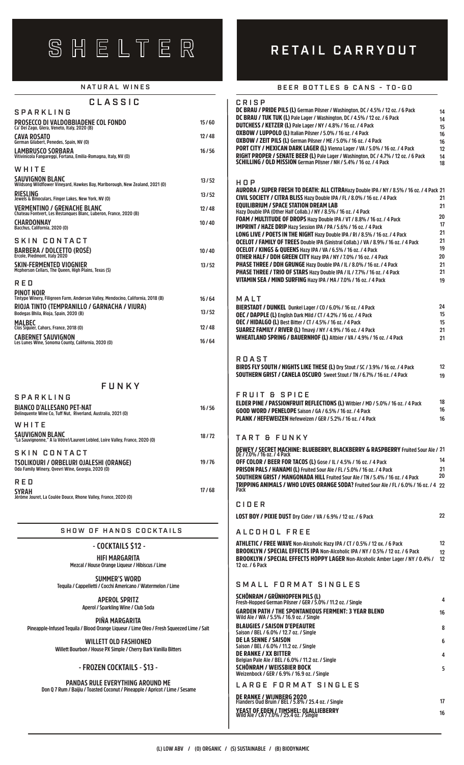# SHELTER

## NATURAL WINES

### CLASSIC

#### SPARKLING

| | |
|---|---|
| **PROSECCO DI VALDOBBIADENE COL FONDO** Ca' Dei Zago, Glera, Veneto, Italy, 2020 (B) | 15 / 60 |
| **CAVA ROSATO** German Gilabert, Penedes, Spain, NV (O) | 12 / 48 |
| **LAMBRUSCO SORBARA** Vitivinicola Fangareggi, Fortana, Emilia-Romagna, Italy, NV (O) | 16 / 56 |

#### WHITE

| | |
|---|---|
| **SAUVIGNON BLANC** Wildsong Wildflower Vineyard, Hawkes Bay, Marlborough, New Zealand, 2021 (O) | 13 / 52 |
| **RIESLING** Jewels & Binoculars, Finger Lakes, New York, NV (O) | 13 / 52 |
| **VERMENTINO / GRENACHE BLANC** Chateau Fontvert, Les Restanques Blanc, Luberon, France, 2020 (B) | 12 / 48 |
| **CHARDONNAY** Bacchus, California, 2020 (O) | 10 / 40 |

#### SKIN CONTACT

| | |
|---|---|
| **BARBERA / DOLCETTO (ROSÉ)** Ercole, Piedmont, Italy 2020 | 10 / 40 |
| **SKIN-FERMENTED VIOGNIER** Mcpherson Cellars, The Queen, High Plains, Texas (S) | 13 / 52 |

#### RED

| | |
|---|---|
| **PINOT NOIR** Tintype Winery, Filigreen Farm, Anderson Valley, Mendocino, California, 2018 (B) | 16 / 64 |
| **RIOJA TINTO (TEMPRANILLO / GARNACHA / VIURA)** Bodegas Bhila, Rioja, Spain, 2020 (B) | 13 / 52 |
| **MALBEC** Clos Siguier, Cahors, France, 2018 (O) | 12 / 48 |
| **CABERNET SAUVIGNON** Les Lunes Wine, Sonoma County, California, 2020 (O) | 16 / 64 |

### FUNKY

#### SPARKLING

| | |
|---|---|
| **BIANCO D'ALLESANO PET-NAT** Delinquente Wine Co, Tuff Nut, Riverland, Australia, 2021 (O) | 16 / 56 |

#### WHITE

| | |
|---|---|
| **SAUVIGNON BLANC** "La Sauvignonne," A la Vôtre!/Laurent Lebled, Loire Valley, France, 2020 (O) | 18 / 72 |

#### SKIN CONTACT

| | |
|---|---|
| **TSOLIKOURI / ORBELURI OJALESHI (ORANGE)** Oda Family Winery, Qvevri Wine, Georgia, 2020 (O) | 19 / 76 |

#### RED

| | |
|---|---|
| **SYRAH** Jérôme Jouret, La Coulée Douce, Rhone Valley, France, 2020 (O) | 17 / 68 |

## SHOW OF HANDS COCKTAILS

### - COCKTAILS $12 -

**HIFI MARGARITA**
Mezcal / House Orange Liqueur / Hibiscus / Lime

**SUMMER'S WORD**
Tequila / Cappelletti / Cocchi Americano / Watermelon / Lime

**APEROL SPRITZ**
Aperol / Sparkling Wine / Club Soda

**PIÑA MARGARITA**
Pineapple-Infused Tequila / Blood Orange Liqueur / Lime Oleo / Fresh Squeezed Lime / Salt

**WILLETT OLD FASHIONED**
Willett Bourbon / House PX Simple / Cherry Bark Vanilla Bitters

### - FROZEN COCKTAILS - $13 -

**PANDAS RULE EVERYTHING AROUND ME**
Don Q 7 Rum / Baijiu / Toasted Coconut / Pineapple / Apricot / Lime / Sesame

# RETAIL CARRYOUT

## BEER BOTTLES & CANS - TO-GO

### CRISP

| | |
|---|---|
| **DC BRAU / PRIDE PILS (L)** German Pilsner / Washington, DC / 4.5% / 12 oz. / 6 Pack | 14 |
| **DC BRAU / TUK TUK (L)** Pale Lager / Washington, DC / 4.5% / 12 oz. / 6 Pack | 14 |
| **DUTCHESS / KETZER (L)** Pale Lager / NY / 4.8% / 16 oz. / 4 Pack | 15 |
| **OXBOW / LUPPOLO (L)** Italian Pilsner / 5.0% / 16 oz. / 4 Pack | 16 |
| **OXBOW / ZEIT PILS (L)** German Pilsner / ME / 5.0% / 16 oz. / 4 Pack | 16 |
| **PORT CITY / MEXICAN DARK LAGER (L)** Vienna Lager / VA / 5.0% / 16 oz. / 4 Pack | 12 |
| **RIGHT PROPER / SENATE BEER (L)** Pale Lager / Washington, DC / 4.7% / 12 oz. / 6 Pack | 14 |
| **SCHILLING / OLD MISSION** German Pilsner / NH / 5.4% / 16 oz. / 4 Pack | 18 |

### HOP

| | |
|---|---|
| **AURORA / SUPER FRESH TO DEATH: ALL CITRA** Hazy Double IPA / NY / 8.5% / 16 oz. / 4 Pack | 21 |
| **CIVIL SOCIETY / CITRA BLISS** Hazy Double IPA / FL / 8.0% / 16 oz. / 4 Pack | 21 |
| **EQUILIBRIUM / SPACE STATION DREAM LAB** Hazy Double IPA (Other Half Collab.) / NY / 8.5% / 16 oz. / 4 Pack | 21 |
| **FOAM / MULTITUDE OF DROPS** Hazy Double IPA / VT / 8.8% / 16 oz. / 4 Pack | 20 |
| **IMPRINT / HAZE DRIP** Hazy Session IPA / PA / 5.6% / 16 oz. / 4 Pack | 17 |
| **LONG LIVE / POETS IN THE NIGHT** Hazy Double IPA / RI / 8.5% / 16 oz. / 4 Pack | 21 |
| **OCELOT / FAMILY OF TREES** Double IPA (Sinistral Collab.) / VA / 8.9% / 16 oz. / 4 Pack | 21 |
| **OCELOT / KINGS & QUEENS** Hazy IPA / VA / 6.5% / 16 oz. / 4 Pack | 19 |
| **OTHER HALF / DDH GREEN CITY** Hazy IPA / NY / 7.0% / 16 oz. / 4 Pack | 20 |
| **PHASE THREE / DDH GRUNGE** Hazy Double IPA / IL / 8.0% / 16 oz. / 4 Pack | 21 |
| **PHASE THREE / TRIO OF STARS** Hazy Double IPA / IL / 7.7% / 16 oz. / 4 Pack | 21 |
| **VITAMIN SEA / MIND SURFING** Hazy IPA / MA / 7.0% / 16 oz. / 4 Pack | 19 |

### MALT

| | |
|---|---|
| **BIERSTADT / DUNKEL** Dunkel Lager / CO / 6.0% / 16 oz. / 4 Pack | 24 |
| **OEC / DAPPLE (L)** English Dark Mild / CT / 4.2% / 16 oz. / 4 Pack | 15 |
| **OEC / HIDALGO (L)** Best Bitter / CT / 4.5% / 16 oz. / 4 Pack | 15 |
| **SUAREZ FAMILY / RIVER (L)** Tmavý / NY / 4.9% / 16 oz. / 4 Pack | 21 |
| **WHEATLAND SPRING / BAUERNHOF (L)** Altbier / VA / 4.9% / 16 oz. / 4 Pack | 21 |

### ROAST

| | |
|---|---|
| **BIRDS FLY SOUTH / NIGHTS LIKE THESE (L)** Dry Stout / SC / 3.9% / 16 oz. / 4 Pack | 12 |
| **SOUTHERN GRIST / CANELA OSCURO** Sweet Stout / TN / 6.7% / 16 oz. / 4 Pack | 19 |

### FRUIT & SPICE

| | |
|---|---|
| **ELDER PINE / PASSIONFRUIT REFLECTIONS (L)** Witbier / MD / 5.0% / 16 oz. / 4 Pack | 18 |
| **GOOD WORD / PENELOPE** Saison / GA / 6.5% / 16 oz. / 4 Pack | 16 |
| **PLANK / HEFEWEIZEN** Hefeweizen / GER / 5.2% / 16 oz. / 4 Pack | 16 |

### TART & FUNKY

| | |
|---|---|
| **DEWEY / SECRET MACHINE: BLUEBERRY, BLACKBERRY & RASPBERRY** Fruited Sour Ale / DE / 7.0% / 16 oz. / 4 Pack | 21 |
| **OFF COLOR / BEER FOR TACOS (L)** Gose / IL / 4.5% / 16 oz. / 4 Pack | 14 |
| **PRISON PALS / HANAMI (L)** Fruited Sour Ale / FL / 5.0% / 16 oz. / 4 Pack | 21 |
| **SOUTHERN GRIST / MANGONADA HILL** Fruited Sour Ale / TN / 5.4% / 16 oz. / 4 Pack | 20 |
| **TRIPPING ANIMALS / WHO LOVES ORANGE SODA?** Fruited Sour Ale / FL / 6.0% / 16 oz. / 4 Pack | 22 |

### CIDER

| | |
|---|---|
| **LOST BOY / PIXIE DUST** Dry Cider / VA / 6.9% / 12 oz. / 6 Pack | 22 |

### ALCOHOL FREE

| | |
|---|---|
| **ATHLETIC / FREE WAVE** Non-Alcoholic Hazy IPA / CT / 0.5% / 12 oz. / 6 Pack | 12 |
| **BROOKLYN / SPECIAL EFFECTS IPA** Non-Alcoholic IPA / NY / 0.5% / 12 oz. / 6 Pack | 12 |
| **BROOKLYN / SPECIAL EFFECTS HOPPY LAGER** Non-Alcoholic Amber Lager / NY / 0.4% / 12 oz. / 6 Pack | 12 |

### SMALL FORMAT SINGLES

| | |
|---|---|
| **SCHÖNRAM / GRÜNHOPFEN PILS (L)** Fresh-Hopped German Pilsner / GER / 5.0% / 11.2 oz. / Single | 4 |
| **GARDEN PATH / THE SPONTANEOUS FERMENT: 3 YEAR BLEND** Wild Ale / WA / 5.5% / 16.9 oz. / Single | 16 |
| **BLAUGIES / SAISON D'EPEAUTRE** Saison / BEL / 6.0% / 12.7 oz. / Single | 8 |
| **DE LA SENNE / SAISON** Saison / BEL / 6.0% / 11.2 oz. / Single | 6 |
| **DE RANKE / XX BITTER** Belgian Pale Ale / BEL / 6.0% / 11.2 oz. / Single | 4 |
| **SCHÖNRAM / WEISSBIER BOCK** Weizenbock / GER / 6.9% / 16.9 oz. / Single | 5 |

### LARGE FORMAT SINGLES

| | |
|---|---|
| **DE RANKE / WIJNBERG 2020** Flanders Oud Bruin / BEL / 5.8% / 25.4 oz. / Single | 17 |
| **YEAST OF EDEN / TIMSHEL: OLALLIEBERRY** Wild Ale / CA / 7.0% / 25.4 oz. / Single | 16 |

(L) LOW ABV / (O) ORGANIC / (S) SUSTAINABLE / (B) BIODYNAMIC